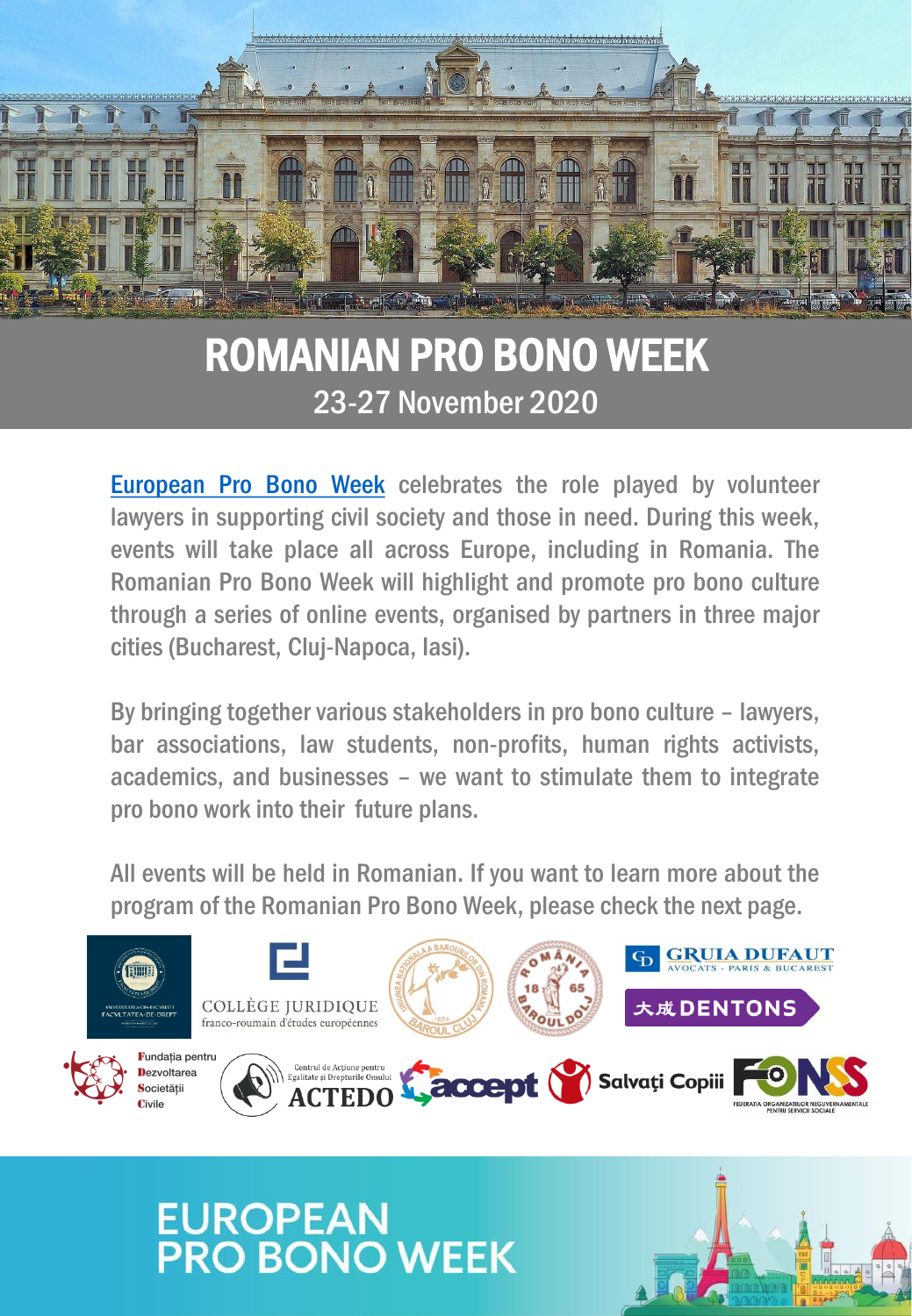# ROMANIAN PRO BONO WEEK

## 23-27 November 2020

European Pro Bono Week celebrates the role played by volunteer lawyers in supporting civil society and those in need. During this week, events will take place all across Europe, including in Romania. The Romanian Pro Bono Week will highlight and promote pro bono culture through a series of online events, organised by partners in three major cities (Bucharest, Cluj-Napoca, Iasi).

By bringing together various stakeholders in pro bono culture – lawyers, bar associations, law students, non-profits, human rights activists, academics, and businesses – we want to stimulate them to integrate pro bono work into their future plans.

All events will be held in Romanian. If you want to learn more about the program of the Romanian Pro Bono Week, please check the next page.

COLLÈGE JURIDIQUE franco-roumain d'études européennes

GRUIA DUFAUT AVOCATS - PARIS & BUCAREST

大成 DENTONS

Fundația pentru Dezvoltarea Societății Civile

Centrul de Acțiune pentru Egalitate și Drepturile Omului ACTEDO

accept

Salvați Copiii

FONSS FEDERAȚIA ORGANIZAȚIILOR NEGUVERNAMENTALE PENTRU SERVICII SOCIALE

EUROPEAN PRO BONO WEEK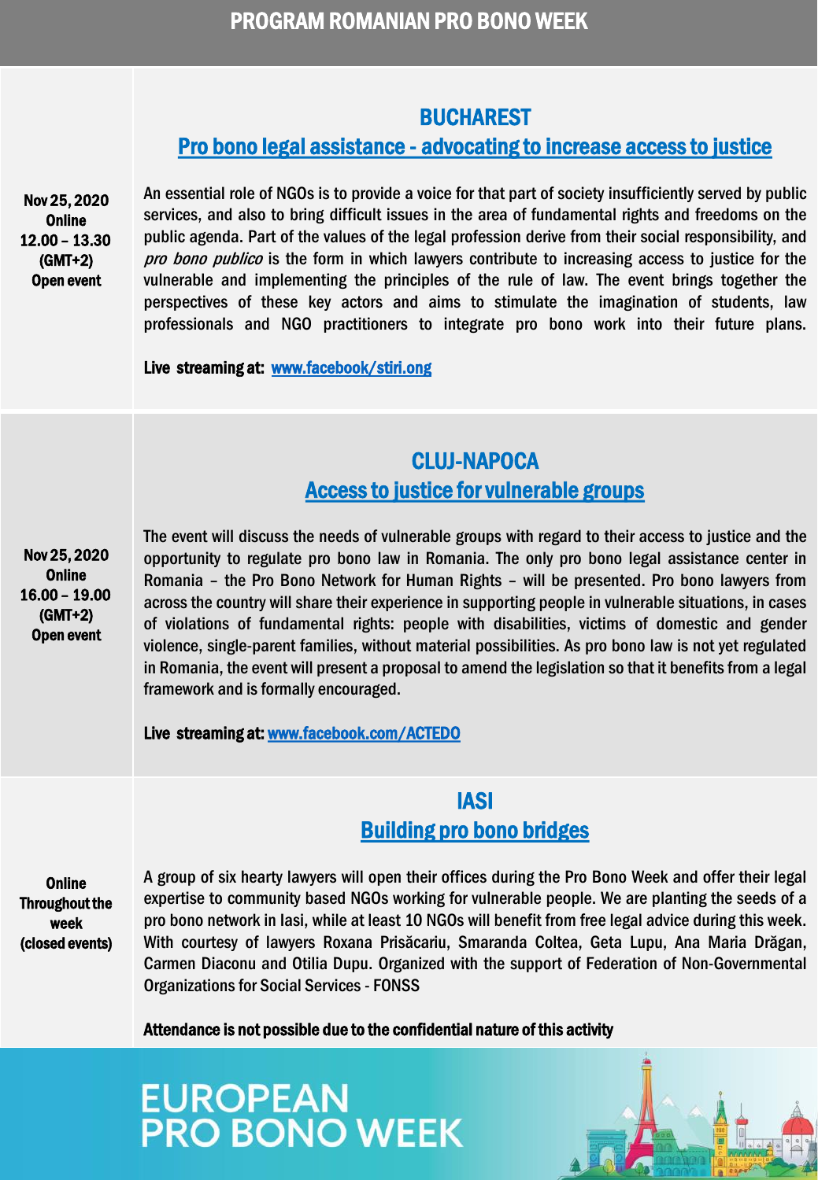# PROGRAM ROMANIAN PRO BONO WEEK

## BUCHAREST

### Pro bono legal assistance - advocating to increase access to justice

**Nov 25, 2020**
**Online**
**12.00 – 13.30**
**(GMT+2)**
**Open event**

An essential role of NGOs is to provide a voice for that part of society insufficiently served by public services, and also to bring difficult issues in the area of fundamental rights and freedoms on the public agenda. Part of the values of the legal profession derive from their social responsibility, and *pro bono publico* is the form in which lawyers contribute to increasing access to justice for the vulnerable and implementing the principles of the rule of law. The event brings together the perspectives of these key actors and aims to stimulate the imagination of students, law professionals and NGO practitioners to integrate pro bono work into their future plans.

**Live streaming at:** www.facebook/stiri.ong

## CLUJ-NAPOCA

### Access to justice for vulnerable groups

**Nov 25, 2020**
**Online**
**16.00 – 19.00**
**(GMT+2)**
**Open event**

The event will discuss the needs of vulnerable groups with regard to their access to justice and the opportunity to regulate pro bono law in Romania. The only pro bono legal assistance center in Romania – the Pro Bono Network for Human Rights – will be presented. Pro bono lawyers from across the country will share their experience in supporting people in vulnerable situations, in cases of violations of fundamental rights: people with disabilities, victims of domestic and gender violence, single-parent families, without material possibilities. As pro bono law is not yet regulated in Romania, the event will present a proposal to amend the legislation so that it benefits from a legal framework and is formally encouraged.

**Live streaming at:** www.facebook.com/ACTEDO

## IASI

### Building pro bono bridges

**Online**
**Throughout the week**
**(closed events)**

A group of six hearty lawyers will open their offices during the Pro Bono Week and offer their legal expertise to community based NGOs working for vulnerable people. We are planting the seeds of a pro bono network in Iasi, while at least 10 NGOs will benefit from free legal advice during this week. With courtesy of lawyers Roxana Prisăcariu, Smaranda Coltea, Geta Lupu, Ana Maria Drăgan, Carmen Diaconu and Otilia Dupu. Organized with the support of Federation of Non-Governmental Organizations for Social Services - FONSS

**Attendance is not possible due to the confidential nature of this activity**

EUROPEAN PRO BONO WEEK